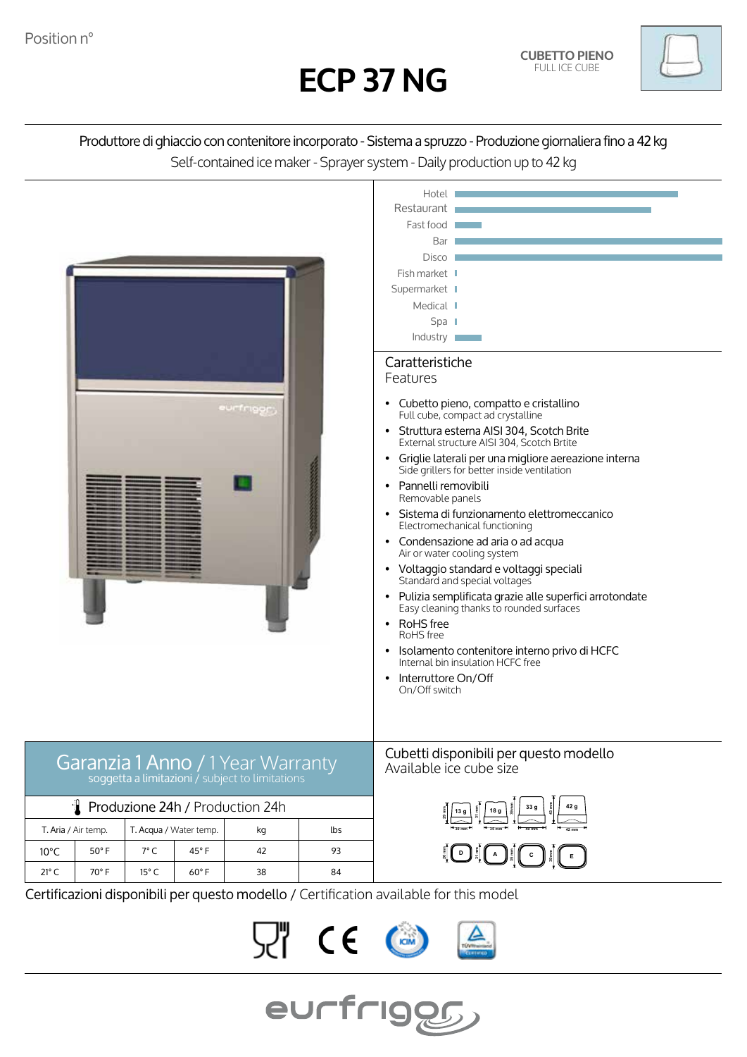Position n°

# ECP 37 NG

**CUBETTO PIENO**
FULL ICE CUBE

Produttore di ghiaccio con contenitore incorporato - Sistema a spruzzo - Produzione giornaliera fino a 42 kg
Self-contained ice maker - Sprayer system - Daily production up to 42 kg

Hotel
Restaurant
Fast food
Bar
Disco
Fish market
Supermarket
Medical
Spa
Industry

## Caratteristiche
Features

- Cubetto pieno, compatto e cristallino
  Full cube, compact ad crystalline
- Struttura esterna AISI 304, Scotch Brite
  External structure AISI 304, Scotch Brtite
- Griglie laterali per una migliore aereazione interna
  Side grillers for better inside ventilation
- Pannelli removibili
  Removable panels
- Sistema di funzionamento elettromeccanico
  Electromechanical functioning
- Condensazione ad aria o ad acqua
  Air or water cooling system
- Voltaggio standard e voltaggi speciali
  Standard and special voltages
- Pulizia semplificata grazie alle superfici arrotondate
  Easy cleaning thanks to rounded surfaces
- RoHS free
  RoHS free
- Isolamento contenitore interno privo di HCFC
  Internal bin insulation HCFC free
- Interruttore On/Off
  On/Off switch

## Garanzia 1 Anno / 1 Year Warranty
soggetta a limitazioni / subject to limitations

| Produzione 24h / Production 24h | | | | | |
|---|---|---|---|---|---|
| T. Aria / Air temp. | | T. Acqua / Water temp. | | kg | lbs |
| 10°C | 50° F | 7° C | 45° F | 42 | 93 |
| 21° C | 70° F | 15° C | 60° F | 38 | 84 |

## Cubetti disponibili per questo modello
Available ice cube size

13 g, 18 g, 33 g, 42 g

D, A, C, E

## Certificazioni disponibili per questo modello / Certification available for this model

eurfrigor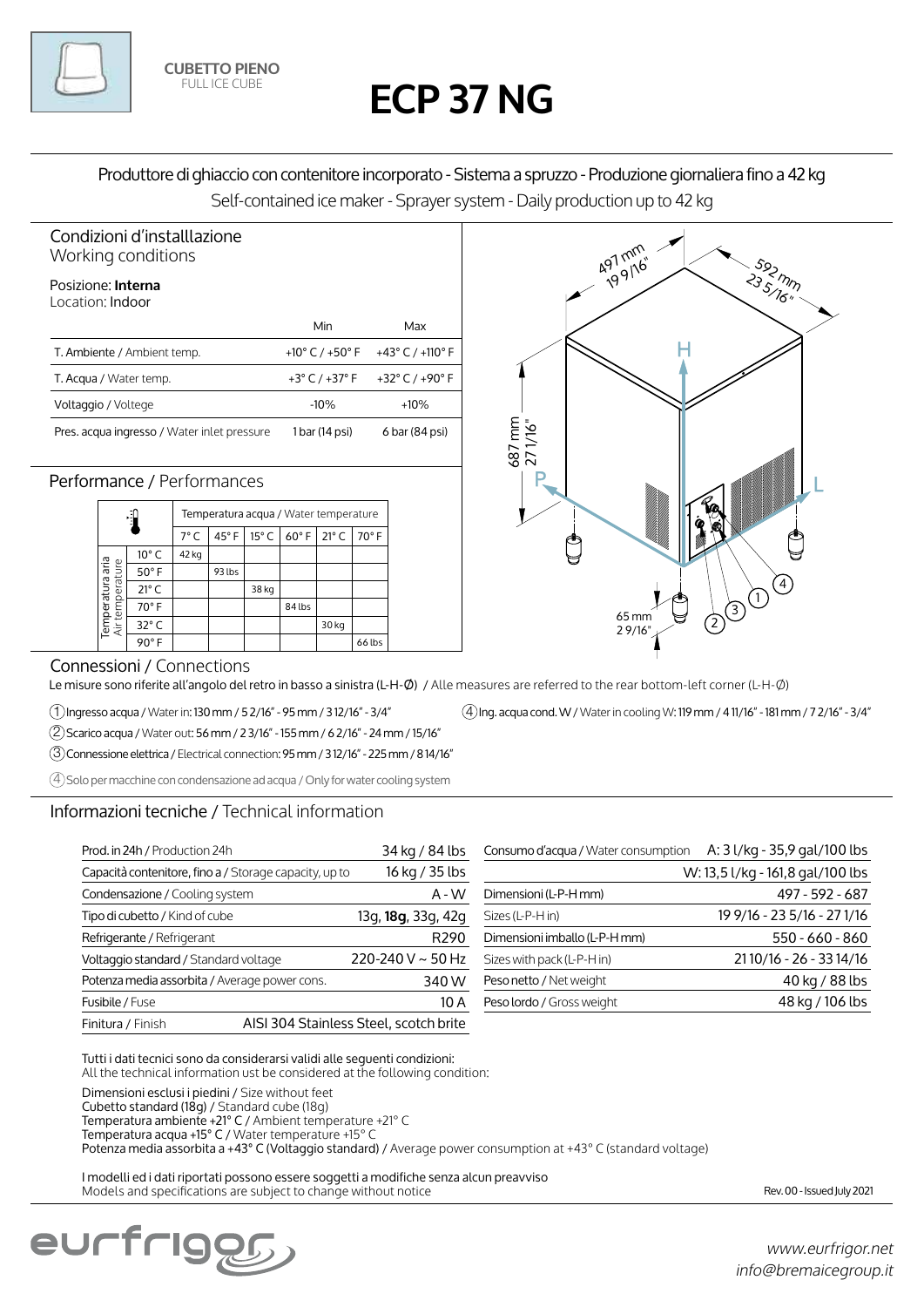**CUBETTO PIENO**
FULL ICE CUBE

# ECP 37 NG

Produttore di ghiaccio con contenitore incorporato - Sistema a spruzzo - Produzione giornaliera fino a 42 kg
Self-contained ice maker - Sprayer system - Daily production up to 42 kg

## Condizioni d'installlazione
Working conditions

Posizione: **Interna**
Location: Indoor

| | Min | Max |
|---|---|---|
| T. Ambiente / Ambient temp. | +10° C / +50° F | +43° C / +110° F |
| T. Acqua / Water temp. | +3° C / +37° F | +32° C / +90° F |
| Voltaggio / Voltege | -10% | +10% |
| Pres. acqua ingresso / Water inlet pressure | 1 bar (14 psi) | 6 bar (84 psi) |

## Performance / Performances

| Temperatura aria / Air temperature | | Temperatura acqua / Water temperature | | | | | |
|---|---|---|---|---|---|---|---|
| | | 7° C | 45° F | 15° C | 60° F | 21° C | 70° F |
| | 10° C | 42 kg | | | | | |
| | 50° F | | 93 lbs | | | | |
| | 21° C | | | 38 kg | | | |
| | 70° F | | | | 84 lbs | | |
| | 32° C | | | | | 30 kg | |
| | 90° F | | | | | | 66 lbs |

497 mm
19 9/16"
592 mm
23 5/16"
687 mm
27 1/16"
65 mm
2 9/16"
H
P
L
1 2 3 4

## Connessioni / Connections

Le misure sono riferite all'angolo del retro in basso a sinistra (L-H-Ø) / Alle measures are referred to the rear bottom-left corner (L-H-Ø)

1. Ingresso acqua / Water in: 130 mm / 5 2/16" - 95 mm / 3 12/16" - 3/4"
2. Scarico acqua / Water out: 56 mm / 2 3/16" - 155 mm / 6 2/16" - 24 mm / 15/16"
3. Connessione elettrica / Electrical connection: 95 mm / 3 12/16" - 225 mm / 8 14/16"
4. Ing. acqua cond. W / Water in cooling W: 119 mm / 4 11/16" - 181 mm / 7 2/16" - 3/4"

(4) Solo per macchine con condensazione ad acqua / Only for water cooling system

## Informazioni tecniche / Technical information

| | |
|---|---|
| Prod. in 24h / Production 24h | 34 kg / 84 lbs |
| Capacità contenitore, fino a / Storage capacity, up to | 16 kg / 35 lbs |
| Condensazione / Cooling system | A - W |
| Tipo di cubetto / Kind of cube | 13g, **18g**, 33g, 42g |
| Refrigerante / Refrigerant | R290 |
| Voltaggio standard / Standard voltage | 220-240 V ~ 50 Hz |
| Potenza media assorbita / Average power cons. | 340 W |
| Fusibile / Fuse | 10 A |
| Finitura / Finish | AISI 304 Stainless Steel, scotch brite |

| | |
|---|---|
| Consumo d'acqua / Water consumption | A: 3 l/kg - 35,9 gal/100 lbs |
| | W: 13,5 l/kg - 161,8 gal/100 lbs |
| Dimensioni (L-P-H mm) | 497 - 592 - 687 |
| Sizes (L-P-H in) | 19 9/16 - 23 5/16 - 27 1/16 |
| Dimensioni imballo (L-P-H mm) | 550 - 660 - 860 |
| Sizes with pack (L-P-H in) | 21 10/16 - 26 - 33 14/16 |
| Peso netto / Net weight | 40 kg / 88 lbs |
| Peso lordo / Gross weight | 48 kg / 106 lbs |

Tutti i dati tecnici sono da considerarsi validi alle seguenti condizioni:
All the technical information ust be considered at the following condition:

Dimensioni esclusi i piedini / Size without feet
Cubetto standard (18g) / Standard cube (18g)
Temperatura ambiente +21° C / Ambient temperature +21° C
Temperatura acqua +15° C / Water temperature +15° C
Potenza media assorbita a +43° C (Voltaggio standard) / Average power consumption at +43° C (standard voltage)

I modelli ed i dati riportati possono essere soggetti a modifiche senza alcun preavviso
Models and specifications are subject to change without notice

Rev. 00 - Issued July 2021

eurfrigor

www.eurfrigor.net
info@bremaicegroup.it